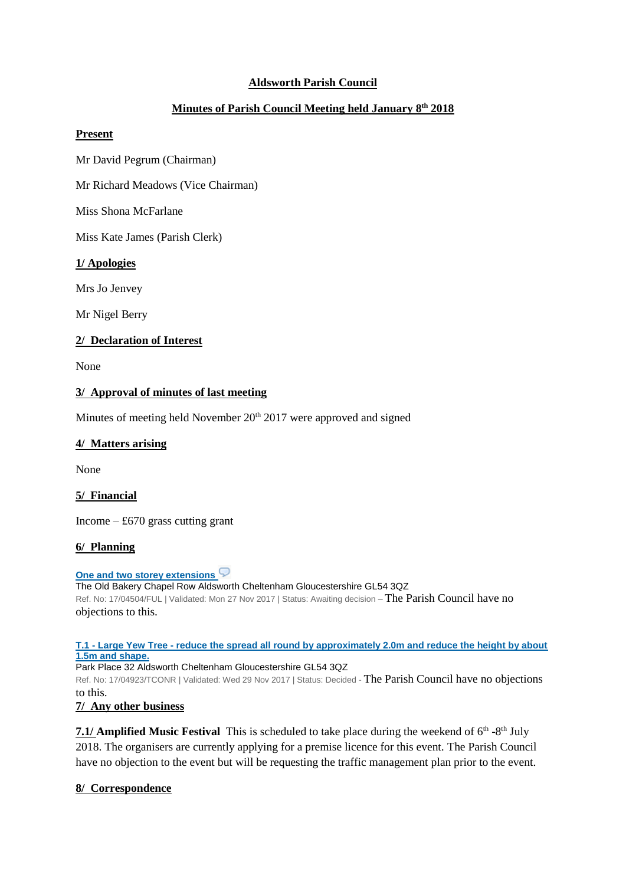# Aldsworth Parish Council

## Minutes of Parish Council Meeting held January 8th 2018

### Present

Mr David Pegrum (Chairman)

Mr Richard Meadows (Vice Chairman)

Miss Shona McFarlane

Miss Kate James (Parish Clerk)

### 1/ Apologies

Mrs Jo Jenvey

Mr Nigel Berry

### 2/ Declaration of Interest

None

### 3/ Approval of minutes of last meeting

Minutes of meeting held November 20th 2017 were approved and signed

### 4/ Matters arising

None

### 5/ Financial

Income – £670 grass cutting grant

### 6/ Planning

**One and two storey extensions**
The Old Bakery Chapel Row Aldsworth Cheltenham Gloucestershire GL54 3QZ
Ref. No: 17/04504/FUL | Validated: Mon 27 Nov 2017 | Status: Awaiting decision – The Parish Council have no objections to this.

**T.1 - Large Yew Tree - reduce the spread all round by approximately 2.0m and reduce the height by about 1.5m and shape.**
Park Place 32 Aldsworth Cheltenham Gloucestershire GL54 3QZ
Ref. No: 17/04923/TCONR | Validated: Wed 29 Nov 2017 | Status: Decided - The Parish Council have no objections to this.

### 7/ Any other business

**7.1/ Amplified Music Festival** This is scheduled to take place during the weekend of 6th -8th July 2018. The organisers are currently applying for a premise licence for this event. The Parish Council have no objection to the event but will be requesting the traffic management plan prior to the event.

### 8/ Correspondence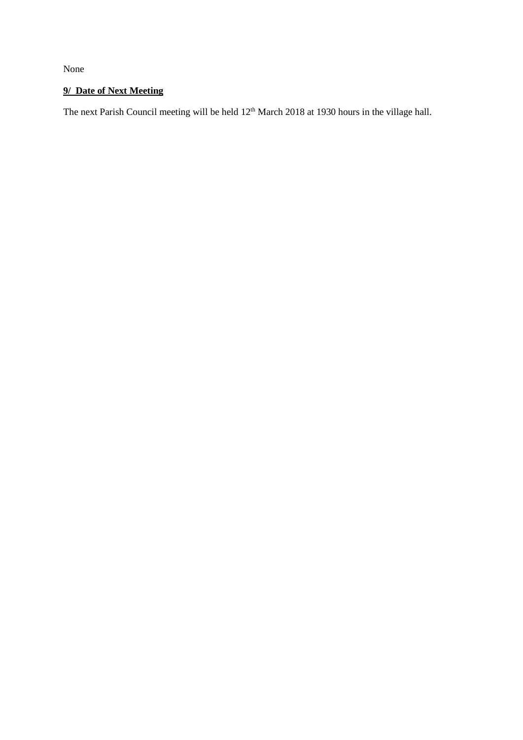None

**9/ Date of Next Meeting**

The next Parish Council meeting will be held 12th March 2018 at 1930 hours in the village hall.